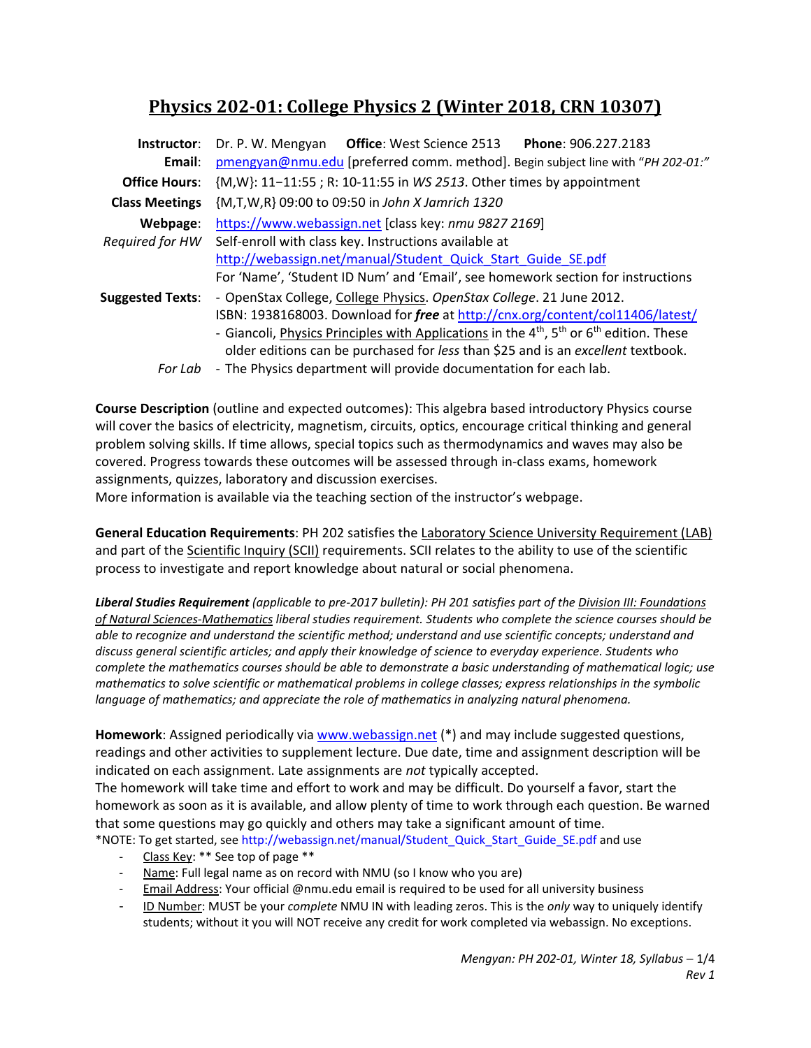# Physics 202-01: College Physics 2 (Winter 2018, CRN 10307)

| | |
|---|---|
| **Instructor**: | Dr. P. W. Mengyan **Office**: West Science 2513 **Phone**: 906.227.2183 |
| **Email**: | pmengyan@nmu.edu [preferred comm. method]. Begin subject line with "*PH 202-01:*" |
| **Office Hours**: | {M,W}: 11−11:55 ; R: 10-11:55 in *WS 2513*. Other times by appointment |
| **Class Meetings** | {M,T,W,R} 09:00 to 09:50 in *John X Jamrich 1320* |
| **Webpage**: | https://www.webassign.net [class key: *nmu 9827 2169*] |
| *Required for HW* | Self-enroll with class key. Instructions available at http://webassign.net/manual/Student_Quick_Start_Guide_SE.pdf For 'Name', 'Student ID Num' and 'Email', see homework section for instructions |
| **Suggested Texts**: | - OpenStax College, College Physics. *OpenStax College*. 21 June 2012. ISBN: 1938168003. Download for ***free*** at http://cnx.org/content/col11406/latest/ - Giancoli, Physics Principles with Applications in the 4th, 5th or 6th edition. These older editions can be purchased for *less* than $25 and is an *excellent* textbook. |
| *For Lab* | - The Physics department will provide documentation for each lab. |

**Course Description** (outline and expected outcomes): This algebra based introductory Physics course will cover the basics of electricity, magnetism, circuits, optics, encourage critical thinking and general problem solving skills. If time allows, special topics such as thermodynamics and waves may also be covered. Progress towards these outcomes will be assessed through in-class exams, homework assignments, quizzes, laboratory and discussion exercises.
More information is available via the teaching section of the instructor's webpage.

**General Education Requirements**: PH 202 satisfies the Laboratory Science University Requirement (LAB) and part of the Scientific Inquiry (SCII) requirements. SCII relates to the ability to use of the scientific process to investigate and report knowledge about natural or social phenomena.

***Liberal Studies Requirement*** *(applicable to pre-2017 bulletin): PH 201 satisfies part of the Division III: Foundations of Natural Sciences-Mathematics liberal studies requirement. Students who complete the science courses should be able to recognize and understand the scientific method; understand and use scientific concepts; understand and discuss general scientific articles; and apply their knowledge of science to everyday experience. Students who complete the mathematics courses should be able to demonstrate a basic understanding of mathematical logic; use mathematics to solve scientific or mathematical problems in college classes; express relationships in the symbolic language of mathematics; and appreciate the role of mathematics in analyzing natural phenomena.*

**Homework**: Assigned periodically via www.webassign.net (*) and may include suggested questions, readings and other activities to supplement lecture. Due date, time and assignment description will be indicated on each assignment. Late assignments are *not* typically accepted.
The homework will take time and effort to work and may be difficult. Do yourself a favor, start the homework as soon as it is available, and allow plenty of time to work through each question. Be warned that some questions may go quickly and others may take a significant amount of time.
*NOTE: To get started, see http://webassign.net/manual/Student_Quick_Start_Guide_SE.pdf and use

- Class Key: ** See top of page **
- Name: Full legal name as on record with NMU (so I know who you are)
- Email Address: Your official @nmu.edu email is required to be used for all university business
- ID Number: MUST be your *complete* NMU IN with leading zeros. This is the *only* way to uniquely identify students; without it you will NOT receive any credit for work completed via webassign. No exceptions.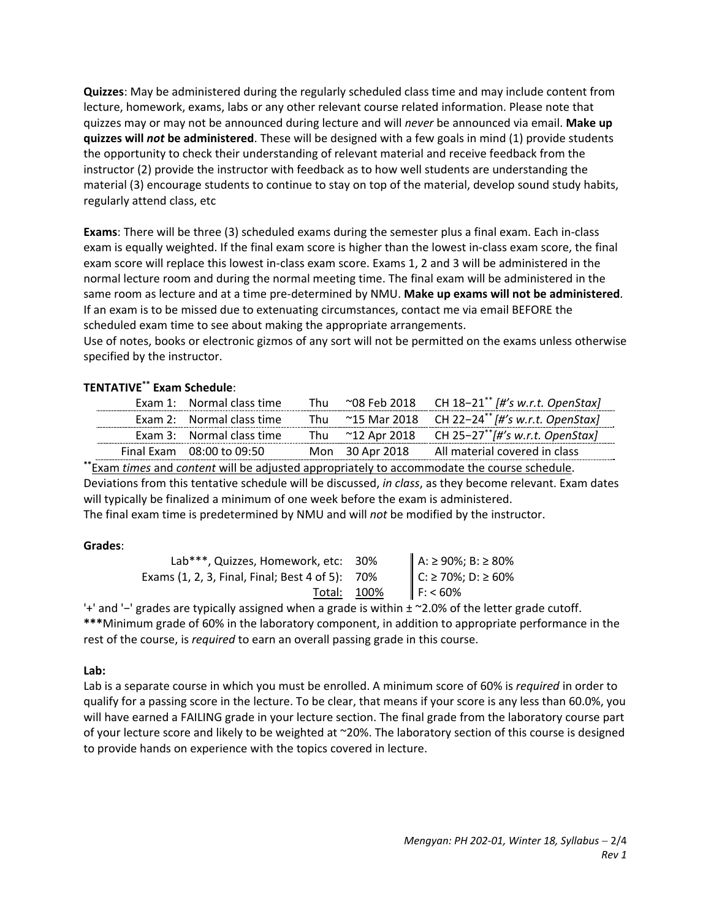**Quizzes**: May be administered during the regularly scheduled class time and may include content from lecture, homework, exams, labs or any other relevant course related information. Please note that quizzes may or may not be announced during lecture and will *never* be announced via email. **Make up quizzes will *not* be administered**. These will be designed with a few goals in mind (1) provide students the opportunity to check their understanding of relevant material and receive feedback from the instructor (2) provide the instructor with feedback as to how well students are understanding the material (3) encourage students to continue to stay on top of the material, develop sound study habits, regularly attend class, etc

**Exams**: There will be three (3) scheduled exams during the semester plus a final exam. Each in-class exam is equally weighted. If the final exam score is higher than the lowest in-class exam score, the final exam score will replace this lowest in-class exam score. Exams 1, 2 and 3 will be administered in the normal lecture room and during the normal meeting time. The final exam will be administered in the same room as lecture and at a time pre-determined by NMU. **Make up exams will not be administered**. If an exam is to be missed due to extenuating circumstances, contact me via email BEFORE the scheduled exam time to see about making the appropriate arrangements.
Use of notes, books or electronic gizmos of any sort will not be permitted on the exams unless otherwise specified by the instructor.

**TENTATIVE\*\* Exam Schedule**:

| | | | | |
|---|---|---|---|---|
| Exam 1: | Normal class time | Thu | ~08 Feb 2018 | CH 18−21\*\* *[#'s w.r.t. OpenStax]* |
| Exam 2: | Normal class time | Thu | ~15 Mar 2018 | CH 22−24\*\* *[#'s w.r.t. OpenStax]* |
| Exam 3: | Normal class time | Thu | ~12 Apr 2018 | CH 25−27\*\* *[#'s w.r.t. OpenStax]* |
| Final Exam | 08:00 to 09:50 | Mon | 30 Apr 2018 | All material covered in class |

\*\*Exam *times* and *content* will be adjusted appropriately to accommodate the course schedule. Deviations from this tentative schedule will be discussed, *in class*, as they become relevant. Exam dates will typically be finalized a minimum of one week before the exam is administered.
The final exam time is predetermined by NMU and will *not* be modified by the instructor.

**Grades**:

| | | |
|---|---|---|
| Lab\*\*\*, Quizzes, Homework, etc: | 30% | A: ≥ 90%; B: ≥ 80% |
| Exams (1, 2, 3, Final, Final; Best 4 of 5): | 70% | C: ≥ 70%; D: ≥ 60% |
| Total: | 100% | F: < 60% |

'+' and '−' grades are typically assigned when a grade is within ± ~2.0% of the letter grade cutoff.
**\*\*\***Minimum grade of 60% in the laboratory component, in addition to appropriate performance in the rest of the course, is *required* to earn an overall passing grade in this course.

**Lab:**
Lab is a separate course in which you must be enrolled. A minimum score of 60% is *required* in order to qualify for a passing score in the lecture. To be clear, that means if your score is any less than 60.0%, you will have earned a FAILING grade in your lecture section. The final grade from the laboratory course part of your lecture score and likely to be weighted at ~20%. The laboratory section of this course is designed to provide hands on experience with the topics covered in lecture.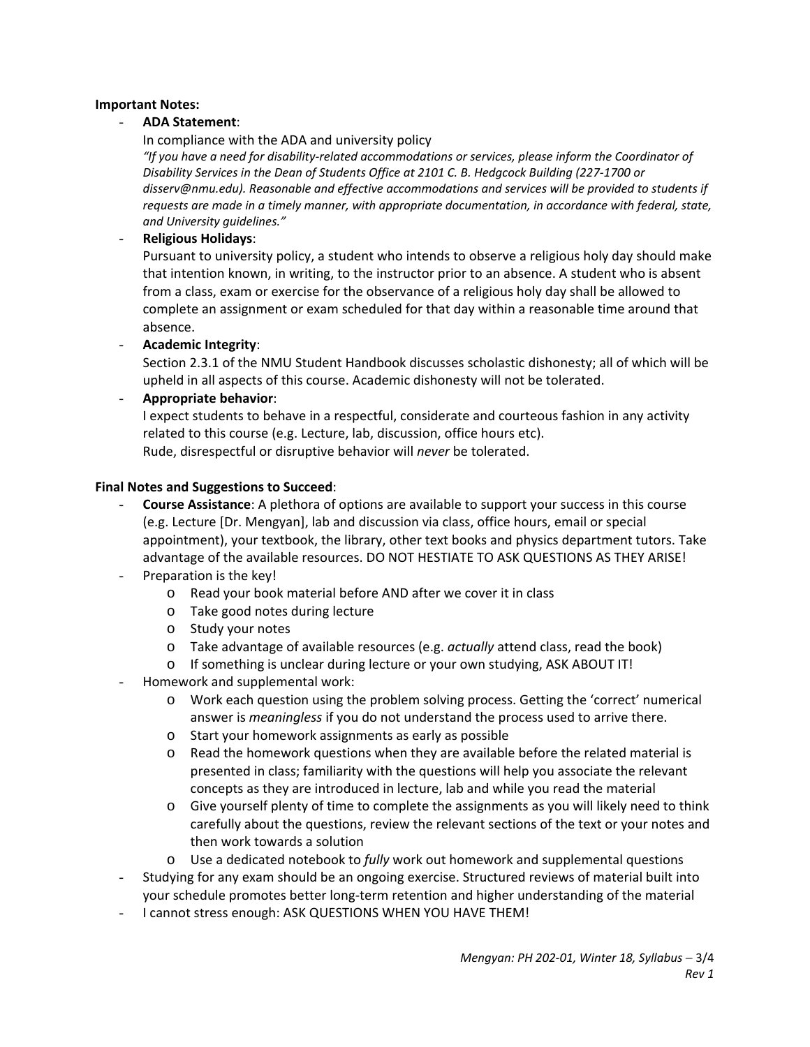**Important Notes:**

- **ADA Statement**:
  In compliance with the ADA and university policy
  *"If you have a need for disability-related accommodations or services, please inform the Coordinator of Disability Services in the Dean of Students Office at 2101 C. B. Hedgcock Building (227-1700 or disserv@nmu.edu). Reasonable and effective accommodations and services will be provided to students if requests are made in a timely manner, with appropriate documentation, in accordance with federal, state, and University guidelines."*
- **Religious Holidays**:
  Pursuant to university policy, a student who intends to observe a religious holy day should make that intention known, in writing, to the instructor prior to an absence. A student who is absent from a class, exam or exercise for the observance of a religious holy day shall be allowed to complete an assignment or exam scheduled for that day within a reasonable time around that absence.
- **Academic Integrity**:
  Section 2.3.1 of the NMU Student Handbook discusses scholastic dishonesty; all of which will be upheld in all aspects of this course. Academic dishonesty will not be tolerated.
- **Appropriate behavior**:
  I expect students to behave in a respectful, considerate and courteous fashion in any activity related to this course (e.g. Lecture, lab, discussion, office hours etc).
  Rude, disrespectful or disruptive behavior will *never* be tolerated.

**Final Notes and Suggestions to Succeed**:

- **Course Assistance**: A plethora of options are available to support your success in this course (e.g. Lecture [Dr. Mengyan], lab and discussion via class, office hours, email or special appointment), your textbook, the library, other text books and physics department tutors. Take advantage of the available resources. DO NOT HESTIATE TO ASK QUESTIONS AS THEY ARISE!
- Preparation is the key!
  - Read your book material before AND after we cover it in class
  - Take good notes during lecture
  - Study your notes
  - Take advantage of available resources (e.g. *actually* attend class, read the book)
  - If something is unclear during lecture or your own studying, ASK ABOUT IT!
- Homework and supplemental work:
  - Work each question using the problem solving process. Getting the 'correct' numerical answer is *meaningless* if you do not understand the process used to arrive there.
  - Start your homework assignments as early as possible
  - Read the homework questions when they are available before the related material is presented in class; familiarity with the questions will help you associate the relevant concepts as they are introduced in lecture, lab and while you read the material
  - Give yourself plenty of time to complete the assignments as you will likely need to think carefully about the questions, review the relevant sections of the text or your notes and then work towards a solution
  - Use a dedicated notebook to *fully* work out homework and supplemental questions
- Studying for any exam should be an ongoing exercise. Structured reviews of material built into your schedule promotes better long-term retention and higher understanding of the material
- I cannot stress enough: ASK QUESTIONS WHEN YOU HAVE THEM!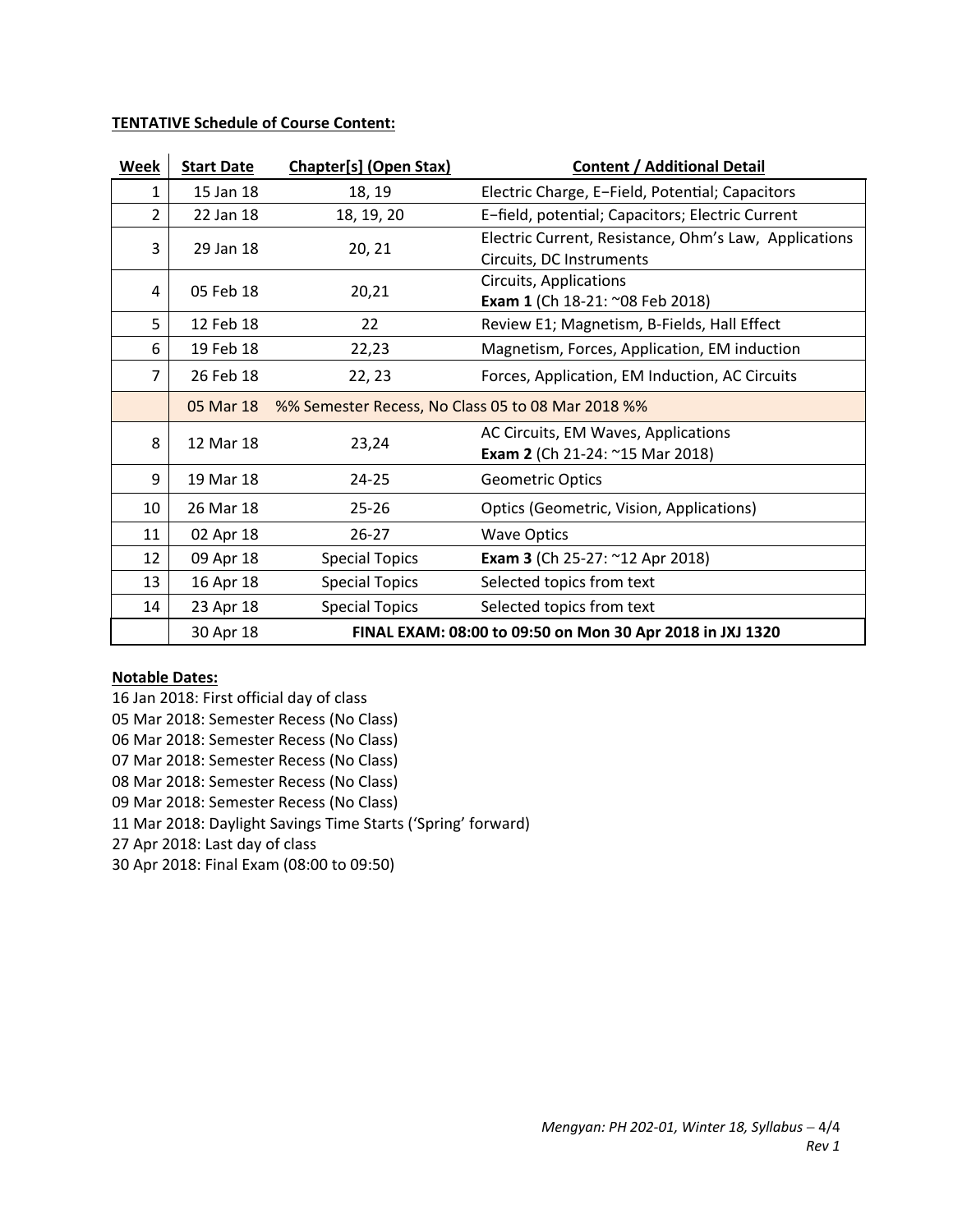**TENTATIVE Schedule of Course Content:**

| Week | Start Date | Chapter[s] (Open Stax) | Content / Additional Detail |
|---|---|---|---|
| 1 | 15 Jan 18 | 18, 19 | Electric Charge, E−Field, Potential; Capacitors |
| 2 | 22 Jan 18 | 18, 19, 20 | E−field, potential; Capacitors; Electric Current |
| 3 | 29 Jan 18 | 20, 21 | Electric Current, Resistance, Ohm's Law, Applications Circuits, DC Instruments |
| 4 | 05 Feb 18 | 20,21 | Circuits, Applications **Exam 1** (Ch 18-21: ~08 Feb 2018) |
| 5 | 12 Feb 18 | 22 | Review E1; Magnetism, B-Fields, Hall Effect |
| 6 | 19 Feb 18 | 22,23 | Magnetism, Forces, Application, EM induction |
| 7 | 26 Feb 18 | 22, 23 | Forces, Application, EM Induction, AC Circuits |
| | 05 Mar 18 | %% Semester Recess, No Class 05 to 08 Mar 2018 %% | |
| 8 | 12 Mar 18 | 23,24 | AC Circuits, EM Waves, Applications **Exam 2** (Ch 21-24: ~15 Mar 2018) |
| 9 | 19 Mar 18 | 24-25 | Geometric Optics |
| 10 | 26 Mar 18 | 25-26 | Optics (Geometric, Vision, Applications) |
| 11 | 02 Apr 18 | 26-27 | Wave Optics |
| 12 | 09 Apr 18 | Special Topics | **Exam 3** (Ch 25-27: ~12 Apr 2018) |
| 13 | 16 Apr 18 | Special Topics | Selected topics from text |
| 14 | 23 Apr 18 | Special Topics | Selected topics from text |
| | 30 Apr 18 | **FINAL EXAM: 08:00 to 09:50 on Mon 30 Apr 2018 in JXJ 1320** | |

**Notable Dates:**

16 Jan 2018: First official day of class
05 Mar 2018: Semester Recess (No Class)
06 Mar 2018: Semester Recess (No Class)
07 Mar 2018: Semester Recess (No Class)
08 Mar 2018: Semester Recess (No Class)
09 Mar 2018: Semester Recess (No Class)
11 Mar 2018: Daylight Savings Time Starts ('Spring' forward)
27 Apr 2018: Last day of class
30 Apr 2018: Final Exam (08:00 to 09:50)